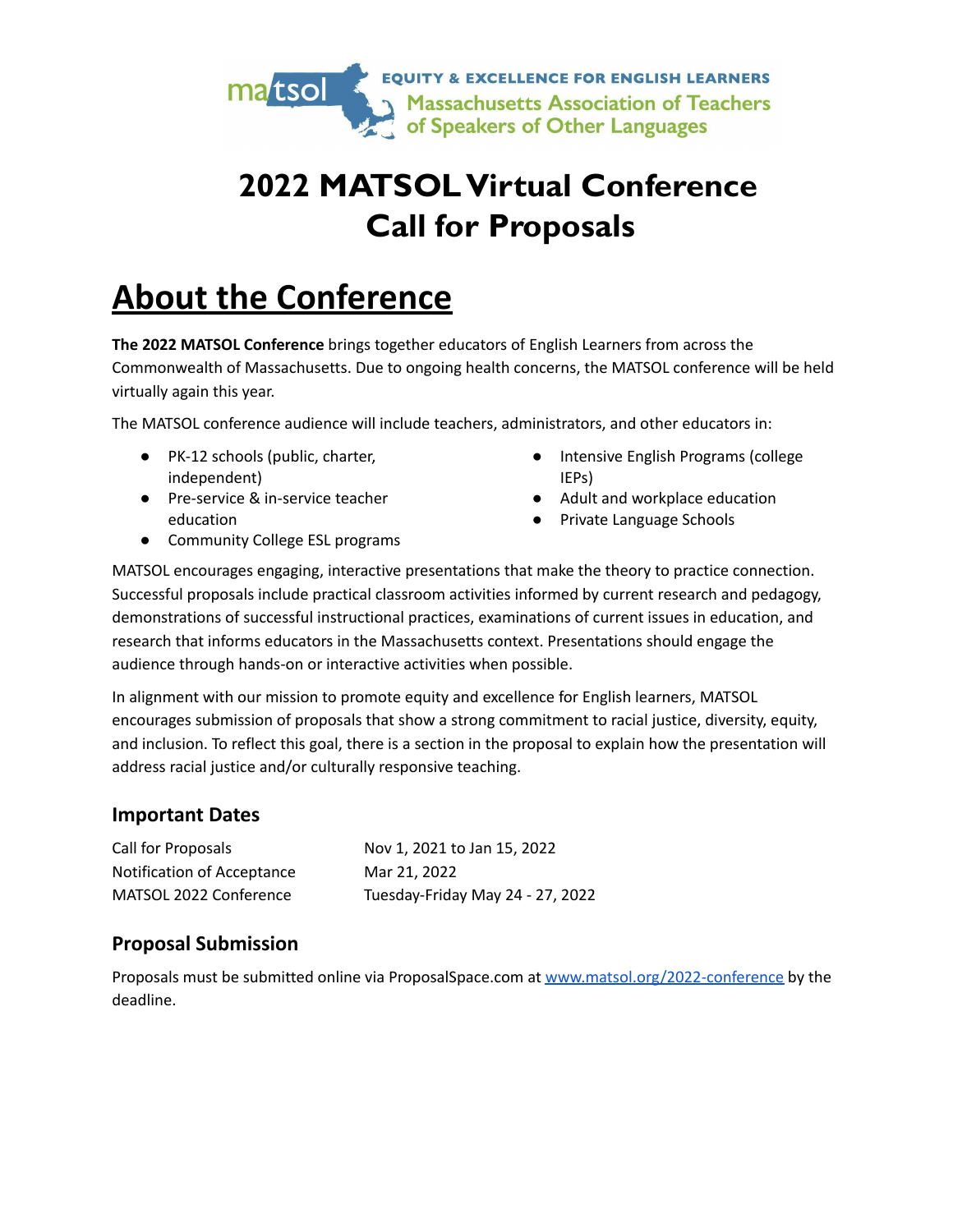EQUITY & EXCELLENCE FOR ENGLISH LEARNERS
Massachusetts Association of Teachers of Speakers of Other Languages

# 2022 MATSOL Virtual Conference Call for Proposals

# About the Conference

**The 2022 MATSOL Conference** brings together educators of English Learners from across the Commonwealth of Massachusetts. Due to ongoing health concerns, the MATSOL conference will be held virtually again this year.

The MATSOL conference audience will include teachers, administrators, and other educators in:

- PK-12 schools (public, charter, independent)
- Pre-service & in-service teacher education
- Community College ESL programs
- Intensive English Programs (college IEPs)
- Adult and workplace education
- Private Language Schools

MATSOL encourages engaging, interactive presentations that make the theory to practice connection. Successful proposals include practical classroom activities informed by current research and pedagogy, demonstrations of successful instructional practices, examinations of current issues in education, and research that informs educators in the Massachusetts context. Presentations should engage the audience through hands-on or interactive activities when possible.

In alignment with our mission to promote equity and excellence for English learners, MATSOL encourages submission of proposals that show a strong commitment to racial justice, diversity, equity, and inclusion. To reflect this goal, there is a section in the proposal to explain how the presentation will address racial justice and/or culturally responsive teaching.

## Important Dates

| | |
|---|---|
| Call for Proposals | Nov 1, 2021 to Jan 15, 2022 |
| Notification of Acceptance | Mar 21, 2022 |
| MATSOL 2022 Conference | Tuesday-Friday May 24 - 27, 2022 |

## Proposal Submission

Proposals must be submitted online via ProposalSpace.com at [www.matsol.org/2022-conference](www.matsol.org/2022-conference) by the deadline.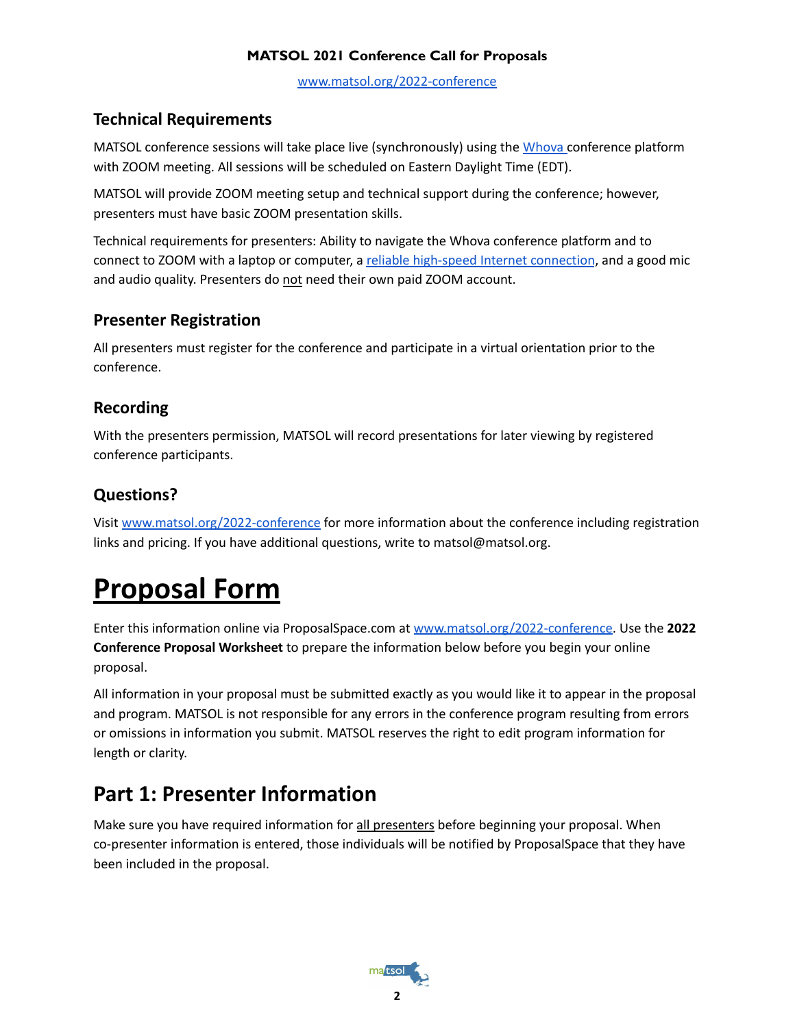## Technical Requirements

MATSOL conference sessions will take place live (synchronously) using the Whova conference platform with ZOOM meeting. All sessions will be scheduled on Eastern Daylight Time (EDT).

MATSOL will provide ZOOM meeting setup and technical support during the conference; however, presenters must have basic ZOOM presentation skills.

Technical requirements for presenters: Ability to navigate the Whova conference platform and to connect to ZOOM with a laptop or computer, a reliable high-speed Internet connection, and a good mic and audio quality. Presenters do not need their own paid ZOOM account.

## Presenter Registration

All presenters must register for the conference and participate in a virtual orientation prior to the conference.

## Recording

With the presenters permission, MATSOL will record presentations for later viewing by registered conference participants.

## Questions?

Visit www.matsol.org/2022-conference for more information about the conference including registration links and pricing. If you have additional questions, write to matsol@matsol.org.

# Proposal Form

Enter this information online via ProposalSpace.com at www.matsol.org/2022-conference. Use the **2022 Conference Proposal Worksheet** to prepare the information below before you begin your online proposal.

All information in your proposal must be submitted exactly as you would like it to appear in the proposal and program. MATSOL is not responsible for any errors in the conference program resulting from errors or omissions in information you submit. MATSOL reserves the right to edit program information for length or clarity.

## Part 1: Presenter Information

Make sure you have required information for all presenters before beginning your proposal. When co-presenter information is entered, those individuals will be notified by ProposalSpace that they have been included in the proposal.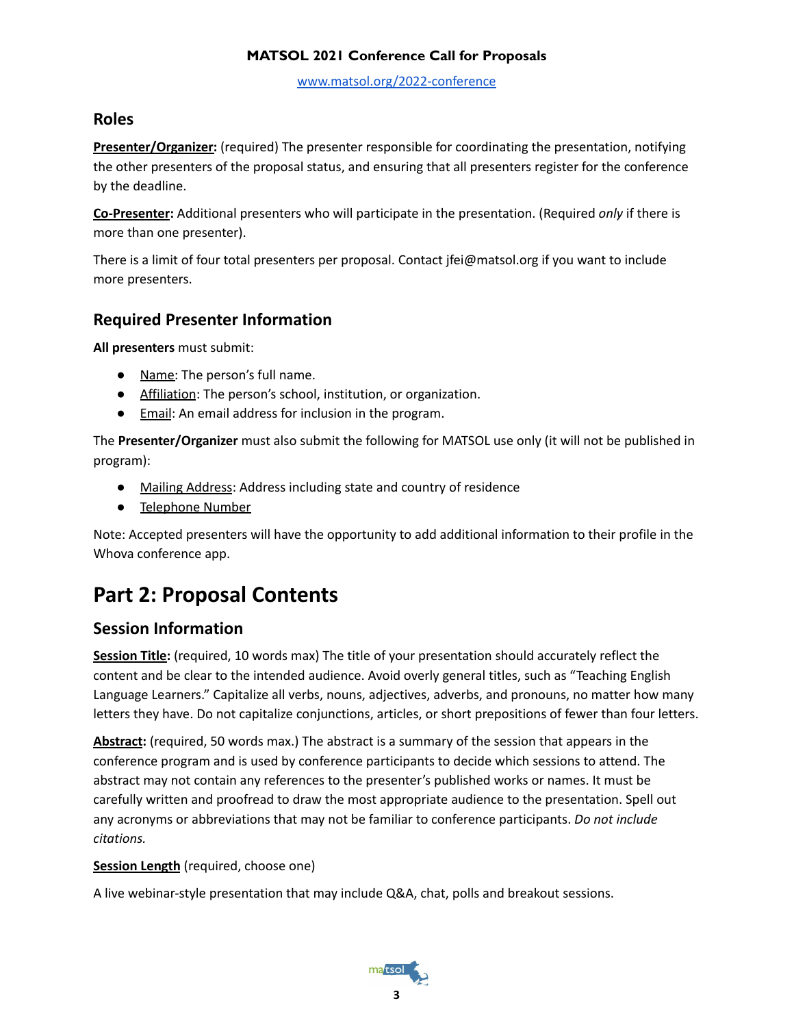## Roles

**Presenter/Organizer:** (required) The presenter responsible for coordinating the presentation, notifying the other presenters of the proposal status, and ensuring that all presenters register for the conference by the deadline.

**Co-Presenter:** Additional presenters who will participate in the presentation. (Required *only* if there is more than one presenter).

There is a limit of four total presenters per proposal. Contact jfei@matsol.org if you want to include more presenters.

## Required Presenter Information

**All presenters** must submit:

- Name: The person's full name.
- Affiliation: The person's school, institution, or organization.
- Email: An email address for inclusion in the program.

The **Presenter/Organizer** must also submit the following for MATSOL use only (it will not be published in program):

- Mailing Address: Address including state and country of residence
- Telephone Number

Note: Accepted presenters will have the opportunity to add additional information to their profile in the Whova conference app.

# Part 2: Proposal Contents

## Session Information

**Session Title:** (required, 10 words max) The title of your presentation should accurately reflect the content and be clear to the intended audience. Avoid overly general titles, such as "Teaching English Language Learners." Capitalize all verbs, nouns, adjectives, adverbs, and pronouns, no matter how many letters they have. Do not capitalize conjunctions, articles, or short prepositions of fewer than four letters.

**Abstract:** (required, 50 words max.) The abstract is a summary of the session that appears in the conference program and is used by conference participants to decide which sessions to attend. The abstract may not contain any references to the presenter's published works or names. It must be carefully written and proofread to draw the most appropriate audience to the presentation. Spell out any acronyms or abbreviations that may not be familiar to conference participants. *Do not include citations.*

**Session Length** (required, choose one)

A live webinar-style presentation that may include Q&A, chat, polls and breakout sessions.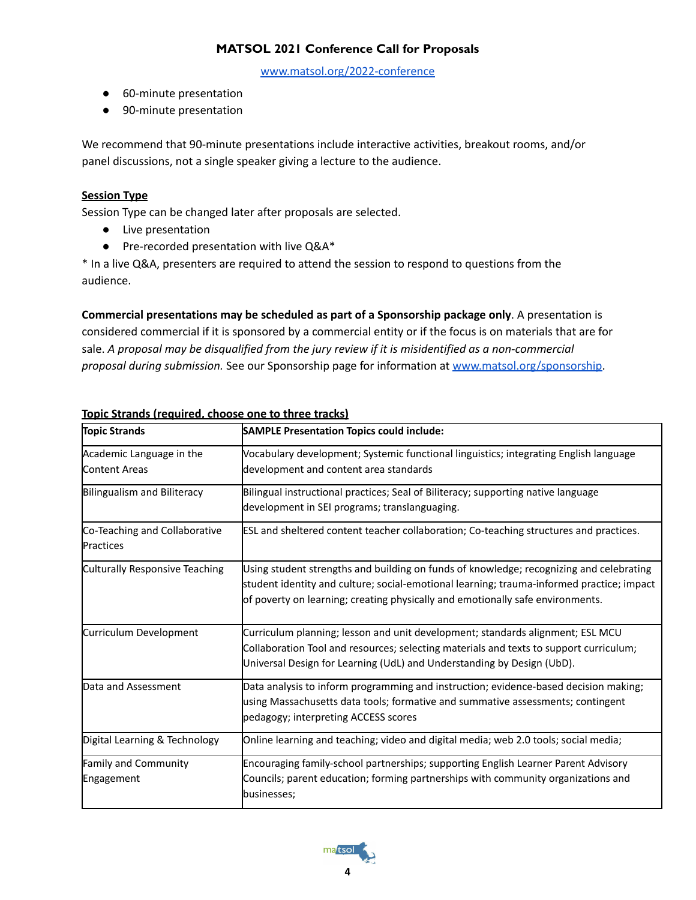- 60-minute presentation
- 90-minute presentation

We recommend that 90-minute presentations include interactive activities, breakout rooms, and/or panel discussions, not a single speaker giving a lecture to the audience.

**Session Type**

Session Type can be changed later after proposals are selected.

- Live presentation
- Pre-recorded presentation with live Q&A*

* In a live Q&A, presenters are required to attend the session to respond to questions from the audience.

**Commercial presentations may be scheduled as part of a Sponsorship package only**. A presentation is considered commercial if it is sponsored by a commercial entity or if the focus is on materials that are for sale. *A proposal may be disqualified from the jury review if it is misidentified as a non-commercial proposal during submission.* See our Sponsorship page for information at www.matsol.org/sponsorship.

**Topic Strands (required, choose one to three tracks)**

| Topic Strands | SAMPLE Presentation Topics could include: |
| --- | --- |
| Academic Language in the Content Areas | Vocabulary development; Systemic functional linguistics; integrating English language development and content area standards |
| Bilingualism and Biliteracy | Bilingual instructional practices; Seal of Biliteracy; supporting native language development in SEI programs; translanguaging. |
| Co-Teaching and Collaborative Practices | ESL and sheltered content teacher collaboration; Co-teaching structures and practices. |
| Culturally Responsive Teaching | Using student strengths and building on funds of knowledge; recognizing and celebrating student identity and culture; social-emotional learning; trauma-informed practice; impact of poverty on learning; creating physically and emotionally safe environments. |
| Curriculum Development | Curriculum planning; lesson and unit development; standards alignment; ESL MCU Collaboration Tool and resources; selecting materials and texts to support curriculum; Universal Design for Learning (UdL) and Understanding by Design (UbD). |
| Data and Assessment | Data analysis to inform programming and instruction; evidence-based decision making; using Massachusetts data tools; formative and summative assessments; contingent pedagogy; interpreting ACCESS scores |
| Digital Learning & Technology | Online learning and teaching; video and digital media; web 2.0 tools; social media; |
| Family and Community Engagement | Encouraging family-school partnerships; supporting English Learner Parent Advisory Councils; parent education; forming partnerships with community organizations and businesses; |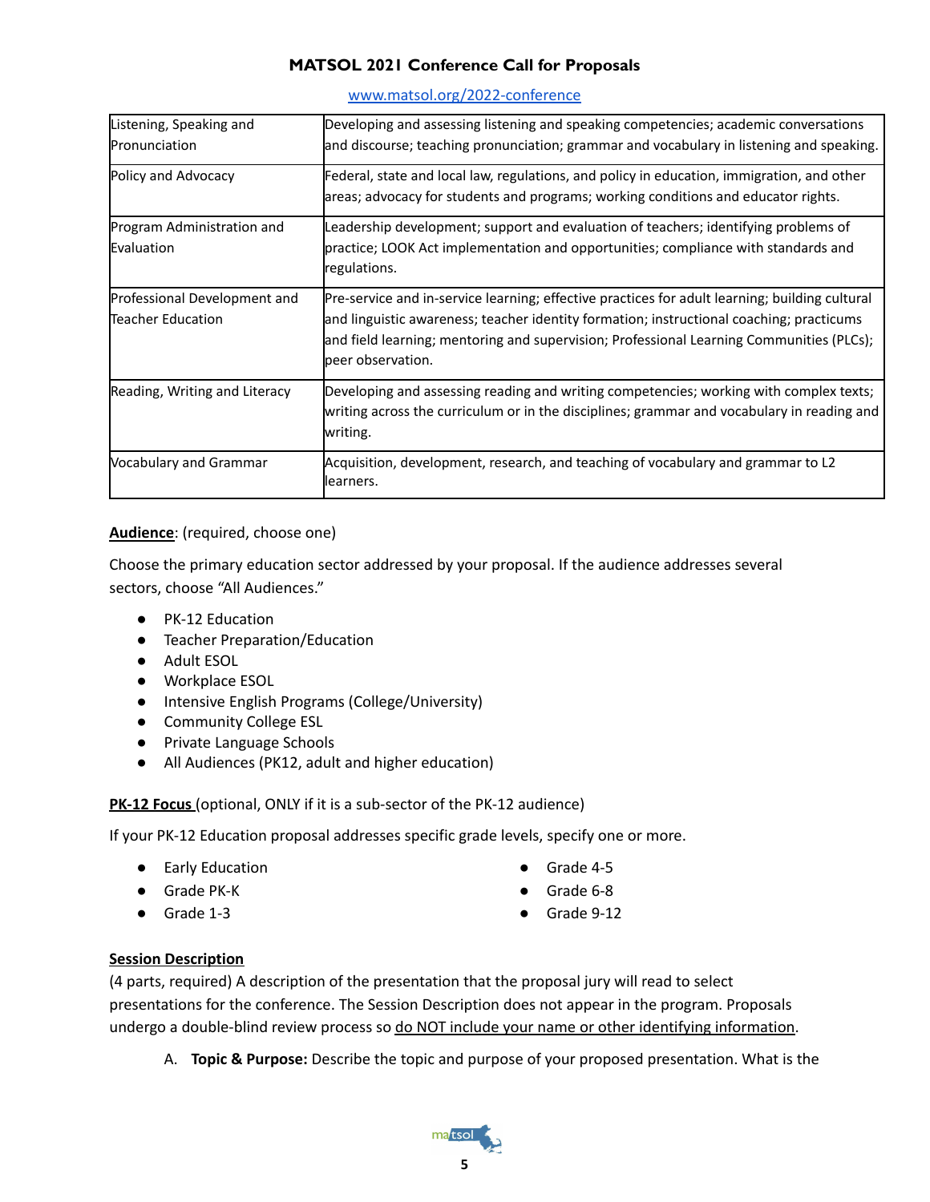| Listening, Speaking and Pronunciation | Developing and assessing listening and speaking competencies; academic conversations and discourse; teaching pronunciation; grammar and vocabulary in listening and speaking. |
|---|---|
| Policy and Advocacy | Federal, state and local law, regulations, and policy in education, immigration, and other areas; advocacy for students and programs; working conditions and educator rights. |
| Program Administration and Evaluation | Leadership development; support and evaluation of teachers; identifying problems of practice; LOOK Act implementation and opportunities; compliance with standards and regulations. |
| Professional Development and Teacher Education | Pre-service and in-service learning; effective practices for adult learning; building cultural and linguistic awareness; teacher identity formation; instructional coaching; practicums and field learning; mentoring and supervision; Professional Learning Communities (PLCs); peer observation. |
| Reading, Writing and Literacy | Developing and assessing reading and writing competencies; working with complex texts; writing across the curriculum or in the disciplines; grammar and vocabulary in reading and writing. |
| Vocabulary and Grammar | Acquisition, development, research, and teaching of vocabulary and grammar to L2 learners. |

**Audience**: (required, choose one)

Choose the primary education sector addressed by your proposal. If the audience addresses several sectors, choose "All Audiences."

- PK-12 Education
- Teacher Preparation/Education
- Adult ESOL
- Workplace ESOL
- Intensive English Programs (College/University)
- Community College ESL
- Private Language Schools
- All Audiences (PK12, adult and higher education)

**PK-12 Focus** (optional, ONLY if it is a sub-sector of the PK-12 audience)

If your PK-12 Education proposal addresses specific grade levels, specify one or more.

- Early Education
- Grade PK-K
- Grade 1-3
- Grade 4-5
- Grade 6-8
- Grade 9-12

**Session Description**

(4 parts, required) A description of the presentation that the proposal jury will read to select presentations for the conference. The Session Description does not appear in the program. Proposals undergo a double-blind review process so do NOT include your name or other identifying information.

A. **Topic & Purpose:** Describe the topic and purpose of your proposed presentation. What is the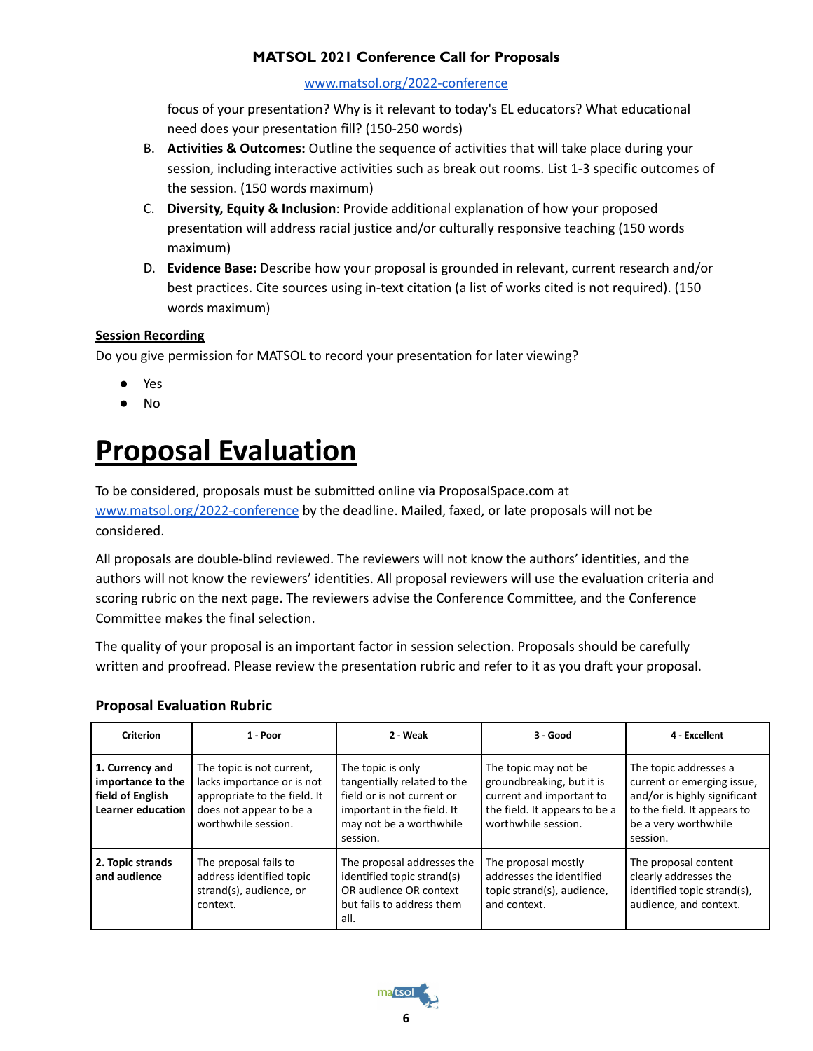focus of your presentation? Why is it relevant to today's EL educators? What educational need does your presentation fill? (150-250 words)

B. **Activities & Outcomes:** Outline the sequence of activities that will take place during your session, including interactive activities such as break out rooms. List 1-3 specific outcomes of the session. (150 words maximum)

C. **Diversity, Equity & Inclusion**: Provide additional explanation of how your proposed presentation will address racial justice and/or culturally responsive teaching (150 words maximum)

D. **Evidence Base:** Describe how your proposal is grounded in relevant, current research and/or best practices. Cite sources using in-text citation (a list of works cited is not required). (150 words maximum)

**Session Recording**

Do you give permission for MATSOL to record your presentation for later viewing?

- Yes
- No

# Proposal Evaluation

To be considered, proposals must be submitted online via ProposalSpace.com at www.matsol.org/2022-conference by the deadline. Mailed, faxed, or late proposals will not be considered.

All proposals are double-blind reviewed. The reviewers will not know the authors' identities, and the authors will not know the reviewers' identities. All proposal reviewers will use the evaluation criteria and scoring rubric on the next page. The reviewers advise the Conference Committee, and the Conference Committee makes the final selection.

The quality of your proposal is an important factor in session selection. Proposals should be carefully written and proofread. Please review the presentation rubric and refer to it as you draft your proposal.

### Proposal Evaluation Rubric

| Criterion | 1 - Poor | 2 - Weak | 3 - Good | 4 - Excellent |
|---|---|---|---|---|
| **1. Currency and importance to the field of English Learner education** | The topic is not current, lacks importance or is not appropriate to the field. It does not appear to be a worthwhile session. | The topic is only tangentially related to the field or is not current or important in the field. It may not be a worthwhile session. | The topic may not be groundbreaking, but it is current and important to the field. It appears to be a worthwhile session. | The topic addresses a current or emerging issue, and/or is highly significant to the field. It appears to be a very worthwhile session. |
| **2. Topic strands and audience** | The proposal fails to address identified topic strand(s), audience, or context. | The proposal addresses the identified topic strand(s) OR audience OR context but fails to address them all. | The proposal mostly addresses the identified topic strand(s), audience, and context. | The proposal content clearly addresses the identified topic strand(s), audience, and context. |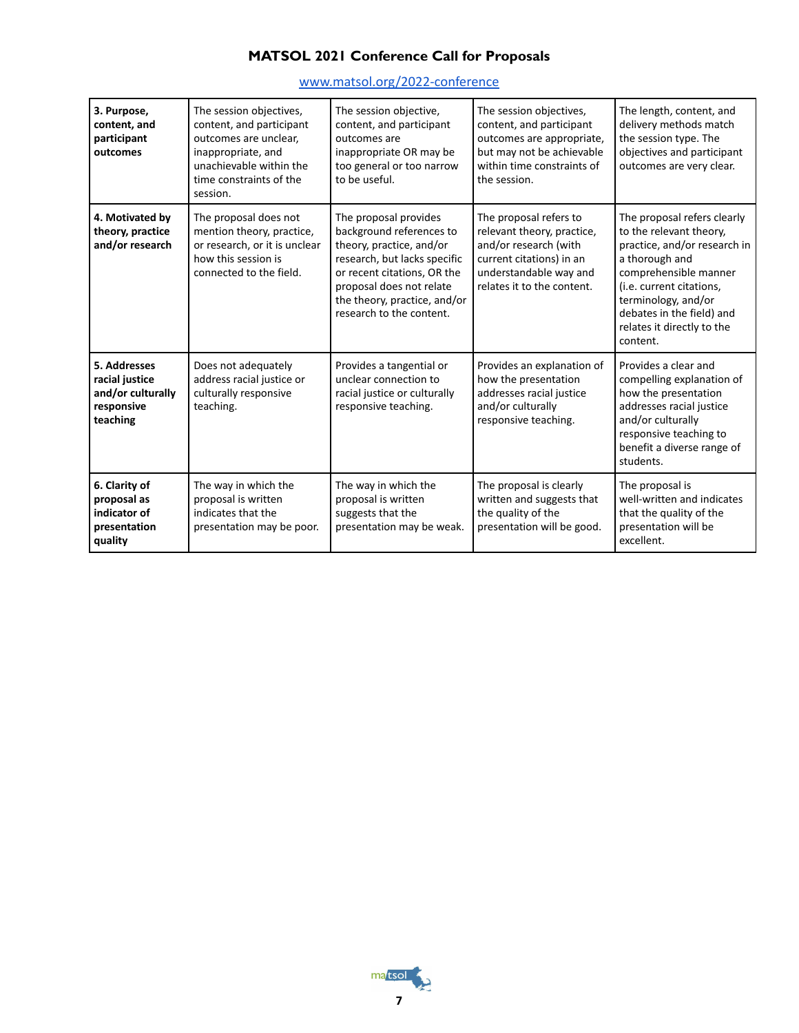**MATSOL 2021 Conference Call for Proposals**

www.matsol.org/2022-conference

| | | | | |
|---|---|---|---|---|
| **3. Purpose, content, and participant outcomes** | The session objectives, content, and participant outcomes are unclear, inappropriate, and unachievable within the time constraints of the session. | The session objective, content, and participant outcomes are inappropriate OR may be too general or too narrow to be useful. | The session objectives, content, and participant outcomes are appropriate, but may not be achievable within time constraints of the session. | The length, content, and delivery methods match the session type. The objectives and participant outcomes are very clear. |
| **4. Motivated by theory, practice and/or research** | The proposal does not mention theory, practice, or research, or it is unclear how this session is connected to the field. | The proposal provides background references to theory, practice, and/or research, but lacks specific or recent citations, OR the proposal does not relate the theory, practice, and/or research to the content. | The proposal refers to relevant theory, practice, and/or research (with current citations) in an understandable way and relates it to the content. | The proposal refers clearly to the relevant theory, practice, and/or research in a thorough and comprehensible manner (i.e. current citations, terminology, and/or debates in the field) and relates it directly to the content. |
| **5. Addresses racial justice and/or culturally responsive teaching** | Does not adequately address racial justice or culturally responsive teaching. | Provides a tangential or unclear connection to racial justice or culturally responsive teaching. | Provides an explanation of how the presentation addresses racial justice and/or culturally responsive teaching. | Provides a clear and compelling explanation of how the presentation addresses racial justice and/or culturally responsive teaching to benefit a diverse range of students. |
| **6. Clarity of proposal as indicator of presentation quality** | The way in which the proposal is written indicates that the presentation may be poor. | The way in which the proposal is written suggests that the presentation may be weak. | The proposal is clearly written and suggests that the quality of the presentation will be good. | The proposal is well-written and indicates that the quality of the presentation will be excellent. |